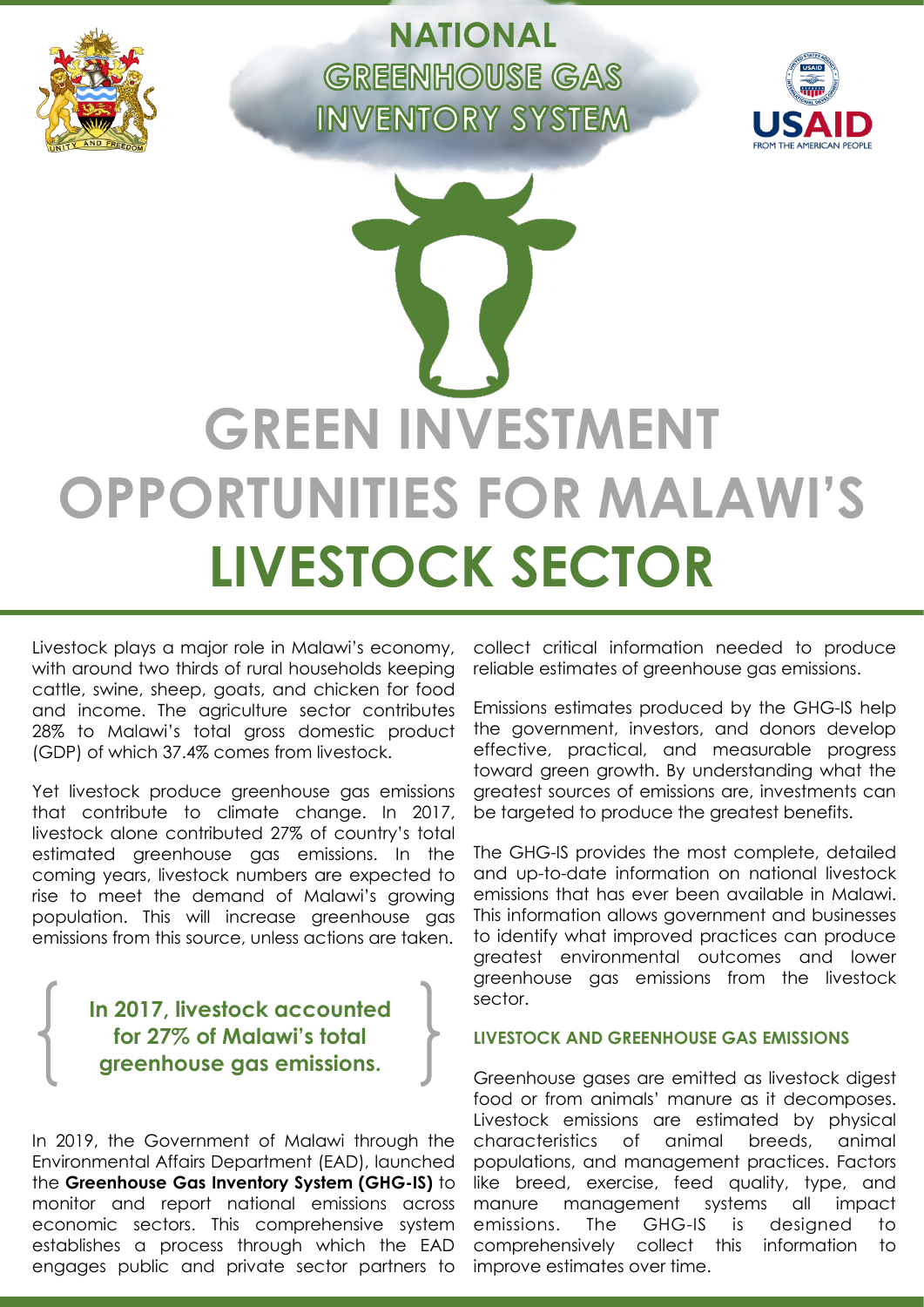# NATIONAL GREENHOUSE GAS INVENTORY SYSTEM

# GREEN INVESTMENT OPPORTUNITIES FOR MALAWI'S LIVESTOCK SECTOR

Livestock plays a major role in Malawi's economy, with around two thirds of rural households keeping cattle, swine, sheep, goats, and chicken for food and income. The agriculture sector contributes 28% to Malawi's total gross domestic product (GDP) of which 37.4% comes from livestock.

Yet livestock produce greenhouse gas emissions that contribute to climate change. In 2017, livestock alone contributed 27% of country's total estimated greenhouse gas emissions. In the coming years, livestock numbers are expected to rise to meet the demand of Malawi's growing population. This will increase greenhouse gas emissions from this source, unless actions are taken.

**In 2017, livestock accounted for 27% of Malawi's total greenhouse gas emissions.**

In 2019, the Government of Malawi through the Environmental Affairs Department (EAD), launched the **Greenhouse Gas Inventory System (GHG-IS)** to monitor and report national emissions across economic sectors. This comprehensive system establishes a process through which the EAD engages public and private sector partners to collect critical information needed to produce reliable estimates of greenhouse gas emissions.

Emissions estimates produced by the GHG-IS help the government, investors, and donors develop effective, practical, and measurable progress toward green growth. By understanding what the greatest sources of emissions are, investments can be targeted to produce the greatest benefits.

The GHG-IS provides the most complete, detailed and up-to-date information on national livestock emissions that has ever been available in Malawi. This information allows government and businesses to identify what improved practices can produce greatest environmental outcomes and lower greenhouse gas emissions from the livestock sector.

### LIVESTOCK AND GREENHOUSE GAS EMISSIONS

Greenhouse gases are emitted as livestock digest food or from animals' manure as it decomposes. Livestock emissions are estimated by physical characteristics of animal breeds, animal populations, and management practices. Factors like breed, exercise, feed quality, type, and manure management systems all impact emissions. The GHG-IS is designed to comprehensively collect this information to improve estimates over time.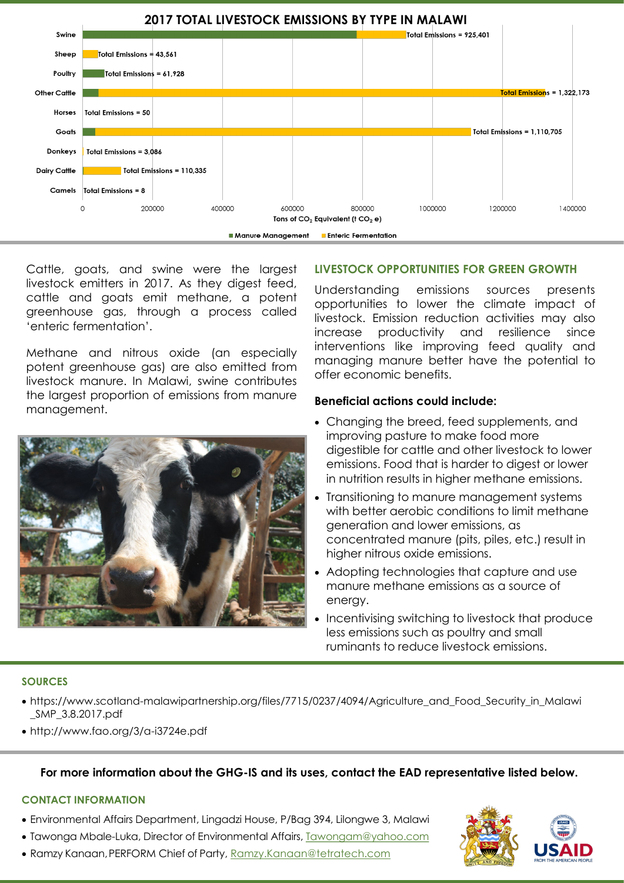## 2017 TOTAL LIVESTOCK EMISSIONS BY TYPE IN MALAWI

Swine — Total Emissions = 925,401

Sheep — Total Emissions = 43,561

Poultry — Total Emissions = 61,928

Other Cattle — Total Emissions = 1,322,173

Horses — Total Emissions = 50

Goats — Total Emissions = 1,110,705

Donkeys — Total Emissions = 3,086

Dairy Cattle — Total Emissions = 110,335

Camels — Total Emissions = 8

0 200000 400000 600000 800000 1000000 1200000 1400000

Tons of $CO_2$ Equivalent (t $CO_2$ e)

Manure Management | Enteric Fermentation

Cattle, goats, and swine were the largest livestock emitters in 2017. As they digest feed, cattle and goats emit methane, a potent greenhouse gas, through a process called 'enteric fermentation'.

Methane and nitrous oxide (an especially potent greenhouse gas) are also emitted from livestock manure. In Malawi, swine contributes the largest proportion of emissions from manure management.

### LIVESTOCK OPPORTUNITIES FOR GREEN GROWTH

Understanding emissions sources presents opportunities to lower the climate impact of livestock. Emission reduction activities may also increase productivity and resilience since interventions like improving feed quality and managing manure better have the potential to offer economic benefits.

**Beneficial actions could include:**

- Changing the breed, feed supplements, and improving pasture to make food more digestible for cattle and other livestock to lower emissions. Food that is harder to digest or lower in nutrition results in higher methane emissions.
- Transitioning to manure management systems with better aerobic conditions to limit methane generation and lower emissions, as concentrated manure (pits, piles, etc.) result in higher nitrous oxide emissions.
- Adopting technologies that capture and use manure methane emissions as a source of energy.
- Incentivising switching to livestock that produce less emissions such as poultry and small ruminants to reduce livestock emissions.

### SOURCES

- https://www.scotland-malawipartnership.org/files/7715/0237/4094/Agriculture_and_Food_Security_in_Malawi_SMP_3.8.2017.pdf
- http://www.fao.org/3/a-i3724e.pdf

**For more information about the GHG-IS and its uses, contact the EAD representative listed below.**

### CONTACT INFORMATION

- Environmental Affairs Department, Lingadzi House, P/Bag 394, Lilongwe 3, Malawi
- Tawonga Mbale-Luka, Director of Environmental Affairs, Tawongam@yahoo.com
- Ramzy Kanaan, PERFORM Chief of Party, Ramzy.Kanaan@tetratech.com